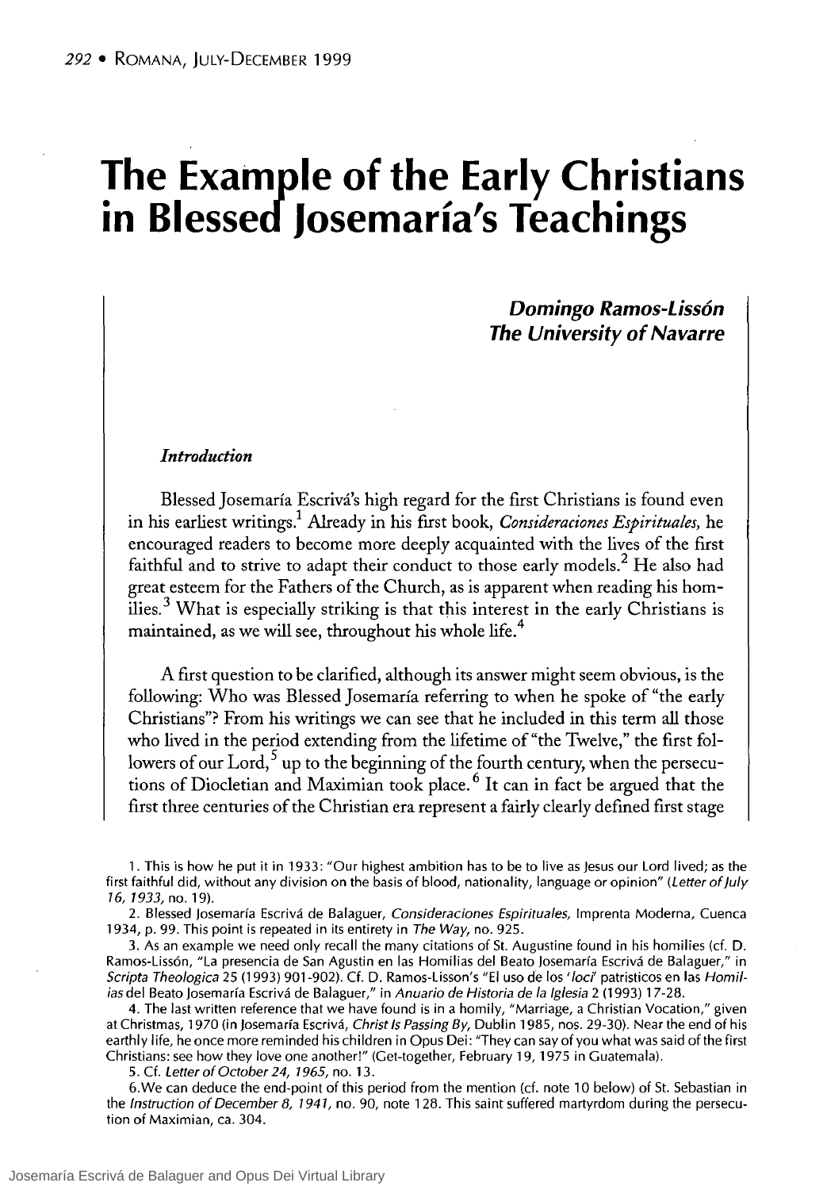# The Example of the Early Christians in Blessed Josemaría's Teachings

***Domingo Ramos-Lissón***
***The University of Navarre***

### *Introduction*

Blessed Josemaría Escrivá's high regard for the first Christians is found even in his earliest writings.[1] Already in his first book, *Consideraciones Espirituales,* he encouraged readers to become more deeply acquainted with the lives of the first faithful and to strive to adapt their conduct to those early models.[2] He also had great esteem for the Fathers of the Church, as is apparent when reading his homilies.[3] What is especially striking is that this interest in the early Christians is maintained, as we will see, throughout his whole life.[4]

A first question to be clarified, although its answer might seem obvious, is the following: Who was Blessed Josemaría referring to when he spoke of "the early Christians"? From his writings we can see that he included in this term all those who lived in the period extending from the lifetime of "the Twelve," the first followers of our Lord,[5] up to the beginning of the fourth century, when the persecutions of Diocletian and Maximian took place.[6] It can in fact be argued that the first three centuries of the Christian era represent a fairly clearly defined first stage

---

1. This is how he put it in 1933: "Our highest ambition has to be to live as Jesus our Lord lived; as the first faithful did, without any division on the basis of blood, nationality, language or opinion" (*Letter of July 16, 1933,* no. 19).

2. Blessed Josemaría Escrivá de Balaguer, *Consideraciones Espirituales,* Imprenta Moderna, Cuenca 1934, p. 99. This point is repeated in its entirety in *The Way,* no. 925.

3. As an example we need only recall the many citations of St. Augustine found in his homilies (cf. D. Ramos-Lissón, "La presencia de San Agustin en las Homilias del Beato Josemaría Escrivá de Balaguer," in *Scripta Theologica* 25 (1993) 901-902). Cf. D. Ramos-Lisson's "El uso de los '*loci*' patristicos en las *Homilias* del Beato Josemaría Escrivá de Balaguer," in *Anuario de Historia de la Iglesia* 2 (1993) 17-28.

4. The last written reference that we have found is in a homily, "Marriage, a Christian Vocation," given at Christmas, 1970 (in Josemaría Escrivá, *Christ Is Passing By,* Dublin 1985, nos. 29-30). Near the end of his earthly life, he once more reminded his children in Opus Dei: "They can say of you what was said of the first Christians: see how they love one another!" (Get-together, February 19, 1975 in Guatemala).

5. Cf. *Letter of October 24, 1965,* no. 13.

6. We can deduce the end-point of this period from the mention (cf. note 10 below) of St. Sebastian in the *Instruction of December 8, 1941,* no. 90, note 128. This saint suffered martyrdom during the persecution of Maximian, ca. 304.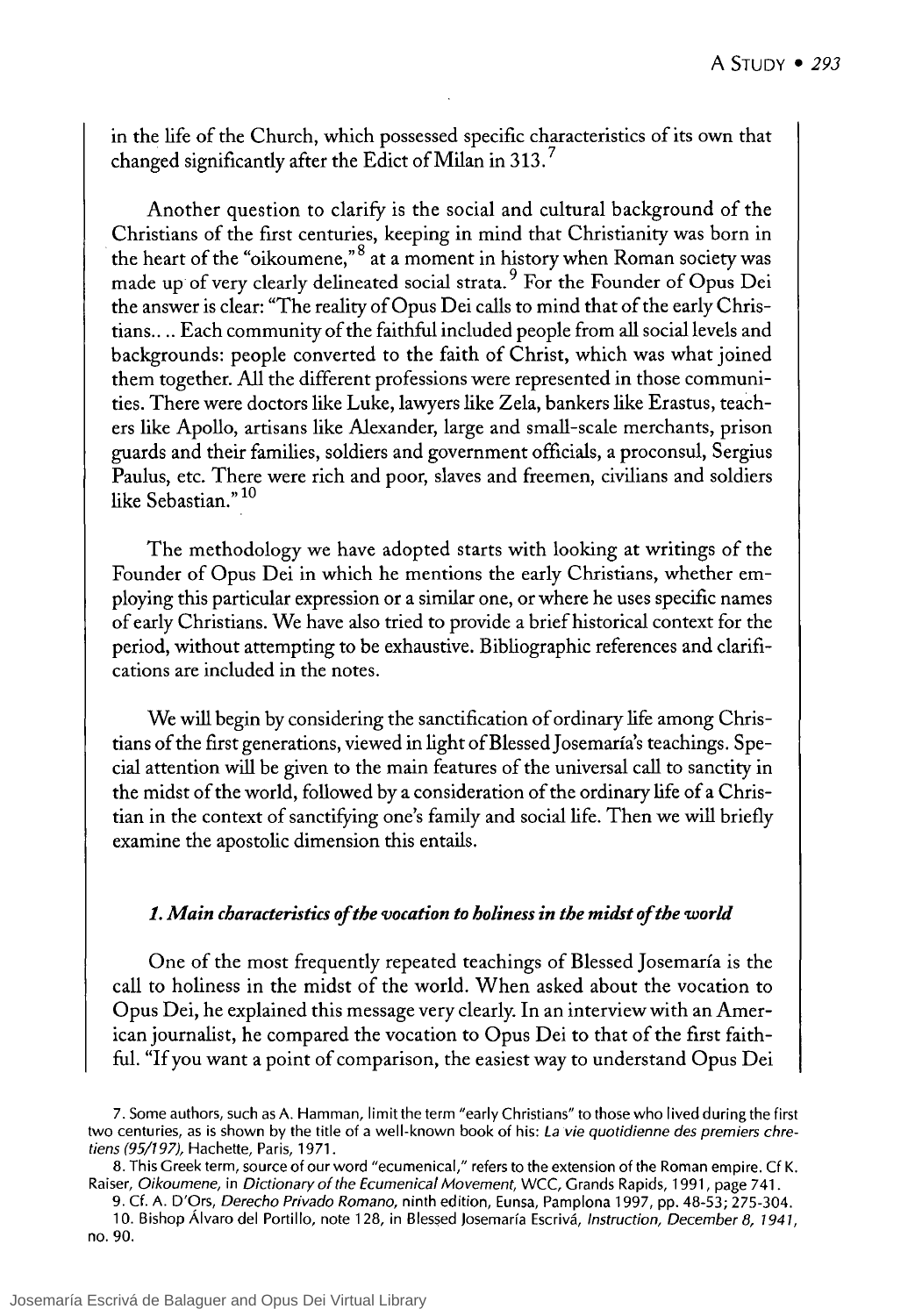in the life of the Church, which possessed specific characteristics of its own that changed significantly after the Edict of Milan in 313.[7]

Another question to clarify is the social and cultural background of the Christians of the first centuries, keeping in mind that Christianity was born in the heart of the "oikoumene,"[8] at a moment in history when Roman society was made up of very clearly delineated social strata.[9] For the Founder of Opus Dei the answer is clear: "The reality of Opus Dei calls to mind that of the early Christians.. .. Each community of the faithful included people from all social levels and backgrounds: people converted to the faith of Christ, which was what joined them together. All the different professions were represented in those communities. There were doctors like Luke, lawyers like Zela, bankers like Erastus, teachers like Apollo, artisans like Alexander, large and small-scale merchants, prison guards and their families, soldiers and government officials, a proconsul, Sergius Paulus, etc. There were rich and poor, slaves and freemen, civilians and soldiers like Sebastian."[10]

The methodology we have adopted starts with looking at writings of the Founder of Opus Dei in which he mentions the early Christians, whether employing this particular expression or a similar one, or where he uses specific names of early Christians. We have also tried to provide a brief historical context for the period, without attempting to be exhaustive. Bibliographic references and clarifications are included in the notes.

We will begin by considering the sanctification of ordinary life among Christians of the first generations, viewed in light of Blessed Josemaría's teachings. Special attention will be given to the main features of the universal call to sanctity in the midst of the world, followed by a consideration of the ordinary life of a Christian in the context of sanctifying one's family and social life. Then we will briefly examine the apostolic dimension this entails.

### *1. Main characteristics of the vocation to holiness in the midst of the world*

One of the most frequently repeated teachings of Blessed Josemaría is the call to holiness in the midst of the world. When asked about the vocation to Opus Dei, he explained this message very clearly. In an interview with an American journalist, he compared the vocation to Opus Dei to that of the first faithful. "If you want a point of comparison, the easiest way to understand Opus Dei

7. Some authors, such as A. Hamman, limit the term "early Christians" to those who lived during the first two centuries, as is shown by the title of a well-known book of his: *La vie quotidienne des premiers chretiens (95/197)*, Hachette, Paris, 1971.

8. This Greek term, source of our word "ecumenical," refers to the extension of the Roman empire. Cf K. Raiser, *Oikoumene*, in *Dictionary of the Ecumenical Movement*, WCC, Grands Rapids, 1991, page 741.

9. Cf. A. D'Ors, *Derecho Privado Romano*, ninth edition, Eunsa, Pamplona 1997, pp. 48-53; 275-304.

10. Bishop Álvaro del Portillo, note 128, in Blessed Josemaría Escrivá, *Instruction, December 8, 1941*, no. 90.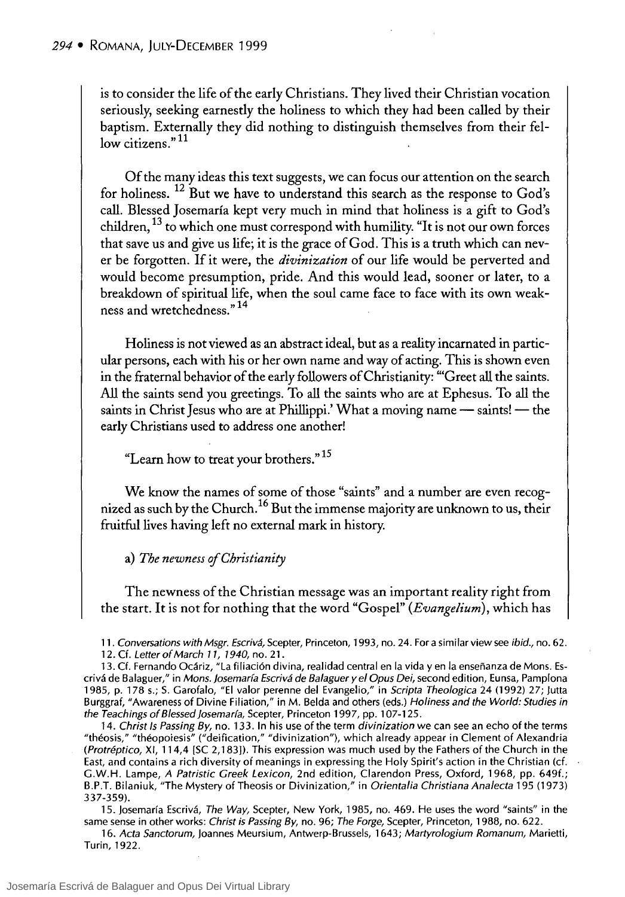is to consider the life of the early Christians. They lived their Christian vocation seriously, seeking earnestly the holiness to which they had been called by their baptism. Externally they did nothing to distinguish themselves from their fellow citizens."[11]

Of the many ideas this text suggests, we can focus our attention on the search for holiness. [12] But we have to understand this search as the response to God's call. Blessed Josemaría kept very much in mind that holiness is a gift to God's children, [13] to which one must correspond with humility. "It is not our own forces that save us and give us life; it is the grace of God. This is a truth which can never be forgotten. If it were, the *divinization* of our life would be perverted and would become presumption, pride. And this would lead, sooner or later, to a breakdown of spiritual life, when the soul came face to face with its own weakness and wretchedness."[14]

Holiness is not viewed as an abstract ideal, but as a reality incarnated in particular persons, each with his or her own name and way of acting. This is shown even in the fraternal behavior of the early followers of Christianity: "'Greet all the saints. All the saints send you greetings. To all the saints who are at Ephesus. To all the saints in Christ Jesus who are at Phillippi.' What a moving name — saints! — the early Christians used to address one another!

"Learn how to treat your brothers."[15]

We know the names of some of those "saints" and a number are even recognized as such by the Church.[16] But the immense majority are unknown to us, their fruitful lives having left no external mark in history.

a) *The newness of Christianity*

The newness of the Christian message was an important reality right from the start. It is not for nothing that the word "Gospel" (*Evangelium*), which has

11. *Conversations with Msgr. Escrivá*, Scepter, Princeton, 1993, no. 24. For a similar view see *ibid.*, no. 62.

12. Cf. *Letter of March 11, 1940*, no. 21.

13. Cf. Fernando Ocáriz, "La filiación divina, realidad central en la vida y en la enseñanza de Mons. Escrivá de Balaguer," in *Mons. Josemaría Escrivá de Balaguer y el Opus Dei*, second edition, Eunsa, Pamplona 1985, p. 178 s.; S. Garofalo, "El valor perenne del Evangelio," in *Scripta Theologica* 24 (1992) 27; Jutta Burggraf, "Awareness of Divine Filiation," in M. Belda and others (eds.) *Holiness and the World: Studies in the Teachings of Blessed Josemaría*, Scepter, Princeton 1997, pp. 107-125.

14. *Christ Is Passing By*, no. 133. In his use of the term *divinization* we can see an echo of the terms "théosis," "théopoiesis" ("deification," "divinization"), which already appear in Clement of Alexandria (*Protréptico*, XI, 114,4 [SC 2,183]). This expression was much used by the Fathers of the Church in the East, and contains a rich diversity of meanings in expressing the Holy Spirit's action in the Christian (cf. G.W.H. Lampe, *A Patristic Greek Lexicon*, 2nd edition, Clarendon Press, Oxford, 1968, pp. 649f.; B.P.T. Bilaniuk, "The Mystery of Theosis or Divinization," in *Orientalia Christiana Analecta* 195 (1973) 337-359).

15. Josemaría Escrivá, *The Way*, Scepter, New York, 1985, no. 469. He uses the word "saints" in the same sense in other works: *Christ is Passing By*, no. 96; *The Forge*, Scepter, Princeton, 1988, no. 622.

16. *Acta Sanctorum*, Joannes Meursium, Antwerp-Brussels, 1643; *Martyrologium Romanum*, Marietti, Turin, 1922.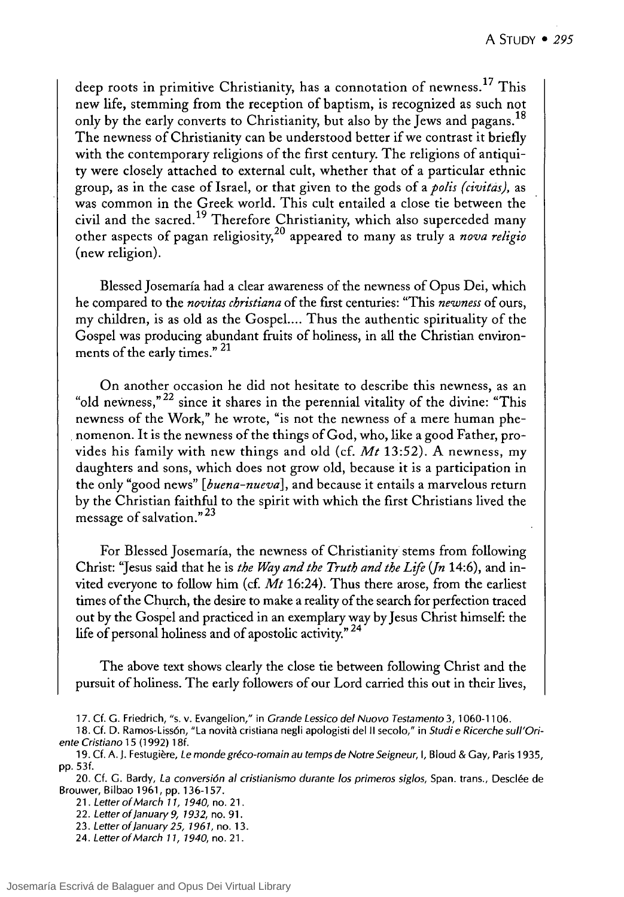deep roots in primitive Christianity, has a connotation of newness.[17] This new life, stemming from the reception of baptism, is recognized as such not only by the early converts to Christianity, but also by the Jews and pagans.[18] The newness of Christianity can be understood better if we contrast it briefly with the contemporary religions of the first century. The religions of antiquity were closely attached to external cult, whether that of a particular ethnic group, as in the case of Israel, or that given to the gods of a *polis (civitas)*, as was common in the Greek world. This cult entailed a close tie between the civil and the sacred.[19] Therefore Christianity, which also superceded many other aspects of pagan religiosity,[20] appeared to many as truly a *nova religio* (new religion).

Blessed Josemaría had a clear awareness of the newness of Opus Dei, which he compared to the *novitas christiana* of the first centuries: "This *newness* of ours, my children, is as old as the Gospel.... Thus the authentic spirituality of the Gospel was producing abundant fruits of holiness, in all the Christian environments of the early times." [21]

On another occasion he did not hesitate to describe this newness, as an "old newness,"[22] since it shares in the perennial vitality of the divine: "This newness of the Work," he wrote, "is not the newness of a mere human phenomenon. It is the newness of the things of God, who, like a good Father, provides his family with new things and old (cf. *Mt* 13:52). A newness, my daughters and sons, which does not grow old, because it is a participation in the only "good news" [*buena-nueva*], and because it entails a marvelous return by the Christian faithful to the spirit with which the first Christians lived the message of salvation."[23]

For Blessed Josemaría, the newness of Christianity stems from following Christ: "Jesus said that he is *the Way and the Truth and the Life* (*Jn* 14:6), and invited everyone to follow him (cf. *Mt* 16:24). Thus there arose, from the earliest times of the Church, the desire to make a reality of the search for perfection traced out by the Gospel and practiced in an exemplary way by Jesus Christ himself: the life of personal holiness and of apostolic activity." [24]

The above text shows clearly the close tie between following Christ and the pursuit of holiness. The early followers of our Lord carried this out in their lives,

17. Cf. G. Friedrich, "s. v. Evangelion," in *Grande Lessico del Nuovo Testamento* 3, 1060-1106.

18. Cf. D. Ramos-Lissón, "La novità cristiana negli apologisti del II secolo," in *Studi e Ricerche sull'Oriente Cristiano* 15 (1992) 18f.

19. Cf. A. J. Festugière, *Le monde gréco-romain au temps de Notre Seigneur*, I, Bloud & Gay, Paris 1935, pp. 53f.

20. Cf. G. Bardy, *La conversión al cristianismo durante los primeros siglos*, Span. trans., Desclée de Brouwer, Bilbao 1961, pp. 136-157.

21. *Letter of March 11, 1940*, no. 21.

22. *Letter of January 9, 1932*, no. 91.

23. *Letter of January 25, 1961*, no. 13.

24. *Letter of March 11, 1940*, no. 21.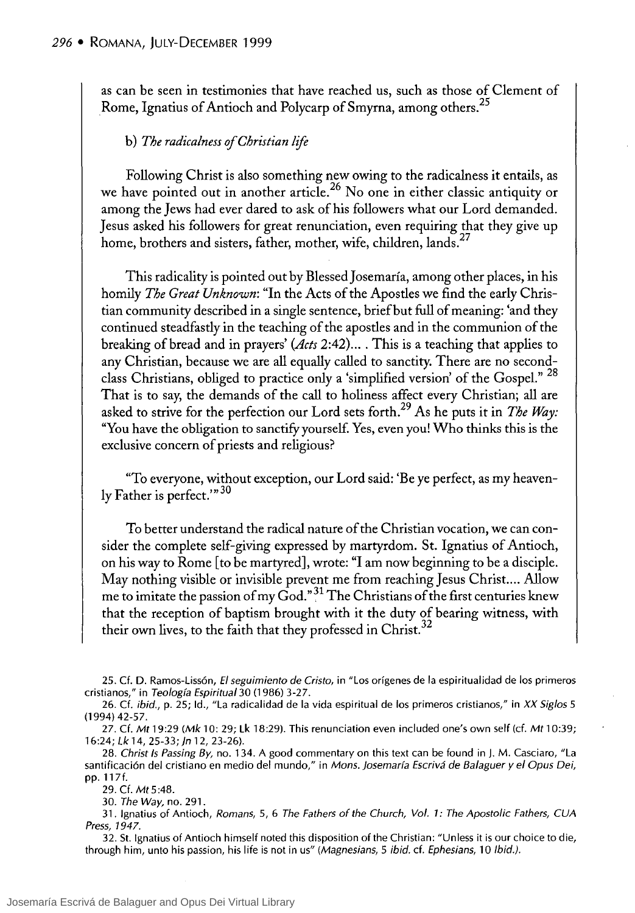as can be seen in testimonies that have reached us, such as those of Clement of Rome, Ignatius of Antioch and Polycarp of Smyrna, among others.[25]

b) *The radicalness of Christian life*

Following Christ is also something new owing to the radicalness it entails, as we have pointed out in another article.[26] No one in either classic antiquity or among the Jews had ever dared to ask of his followers what our Lord demanded. Jesus asked his followers for great renunciation, even requiring that they give up home, brothers and sisters, father, mother, wife, children, lands.[27]

This radicality is pointed out by Blessed Josemaría, among other places, in his homily *The Great Unknown*: "In the Acts of the Apostles we find the early Christian community described in a single sentence, brief but full of meaning: 'and they continued steadfastly in the teaching of the apostles and in the communion of the breaking of bread and in prayers' (*Acts* 2:42)... . This is a teaching that applies to any Christian, because we are all equally called to sanctity. There are no second-class Christians, obliged to practice only a 'simplified version' of the Gospel."[28] That is to say, the demands of the call to holiness affect every Christian; all are asked to strive for the perfection our Lord sets forth.[29] As he puts it in *The Way:* "You have the obligation to sanctify yourself. Yes, even you! Who thinks this is the exclusive concern of priests and religious?

"To everyone, without exception, our Lord said: 'Be ye perfect, as my heavenly Father is perfect.'"[30]

To better understand the radical nature of the Christian vocation, we can consider the complete self-giving expressed by martyrdom. St. Ignatius of Antioch, on his way to Rome [to be martyred], wrote: "I am now beginning to be a disciple. May nothing visible or invisible prevent me from reaching Jesus Christ.... Allow me to imitate the passion of my God."[31] The Christians of the first centuries knew that the reception of baptism brought with it the duty of bearing witness, with their own lives, to the faith that they professed in Christ.[32]

25. Cf. D. Ramos-Lissón, *El seguimiento de Cristo*, in "Los orígenes de la espiritualidad de los primeros cristianos," in *Teología Espiritual* 30 (1986) 3-27.

26. Cf. *ibid.*, p. 25; Id., "La radicalidad de la vida espiritual de los primeros cristianos," in *XX Siglos* 5 (1994) 42-57.

27. Cf. *Mt* 19:29 (*Mk* 10: 29; *Lk* 18:29). This renunciation even included one's own self (cf. *Mt* 10:39; 16:24; *Lk* 14, 25-33; *Jn* 12, 23-26).

28. *Christ Is Passing By*, no. 134. A good commentary on this text can be found in J. M. Casciaro, "La santificación del cristiano en medio del mundo," in *Mons. Josemaría Escrivá de Balaguer y el Opus Dei*, pp. 117f.

29. Cf. *Mt* 5:48.

30. *The Way*, no. 291.

31. Ignatius of Antioch, *Romans*, 5, 6 *The Fathers of the Church, Vol. 1: The Apostolic Fathers, CUA Press, 1947.*

32. St. Ignatius of Antioch himself noted this disposition of the Christian: "Unless it is our choice to die, through him, unto his passion, his life is not in us" (*Magnesians*, 5 *ibid.* cf. *Ephesians*, 10 *Ibid.).*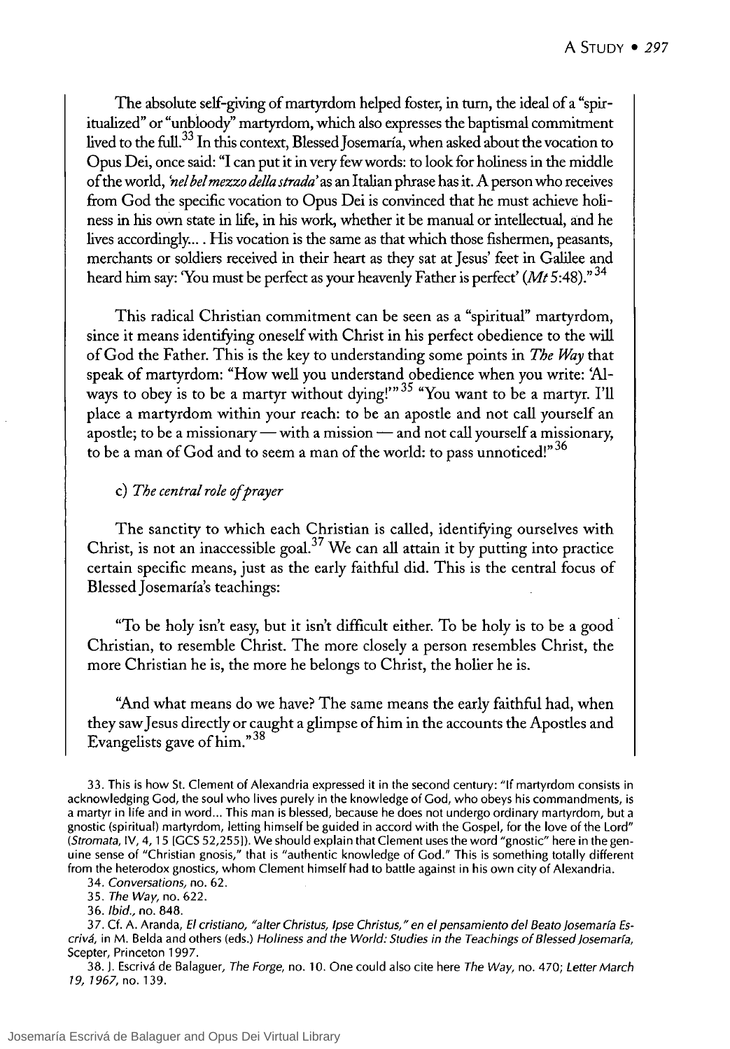The absolute self-giving of martyrdom helped foster, in turn, the ideal of a "spiritualized" or "unbloody" martyrdom, which also expresses the baptismal commitment lived to the full.[33] In this context, Blessed Josemaría, when asked about the vocation to Opus Dei, once said: "I can put it in very few words: to look for holiness in the middle of the world, *'nel bel mezzo della strada'* as an Italian phrase has it. A person who receives from God the specific vocation to Opus Dei is convinced that he must achieve holiness in his own state in life, in his work, whether it be manual or intellectual, and he lives accordingly... . His vocation is the same as that which those fishermen, peasants, merchants or soldiers received in their heart as they sat at Jesus' feet in Galilee and heard him say: 'You must be perfect as your heavenly Father is perfect' (*Mt* 5:48)."[34]

This radical Christian commitment can be seen as a "spiritual" martyrdom, since it means identifying oneself with Christ in his perfect obedience to the will of God the Father. This is the key to understanding some points in *The Way* that speak of martyrdom: "How well you understand obedience when you write: 'Always to obey is to be a martyr without dying!'"[35] "You want to be a martyr. I'll place a martyrdom within your reach: to be an apostle and not call yourself an apostle; to be a missionary — with a mission — and not call yourself a missionary, to be a man of God and to seem a man of the world: to pass unnoticed!"[36]

c) *The central role of prayer*

The sanctity to which each Christian is called, identifying ourselves with Christ, is not an inaccessible goal.[37] We can all attain it by putting into practice certain specific means, just as the early faithful did. This is the central focus of Blessed Josemaría's teachings:

"To be holy isn't easy, but it isn't difficult either. To be holy is to be a good Christian, to resemble Christ. The more closely a person resembles Christ, the more Christian he is, the more he belongs to Christ, the holier he is.

"And what means do we have? The same means the early faithful had, when they saw Jesus directly or caught a glimpse of him in the accounts the Apostles and Evangelists gave of him."[38]

---

33. This is how St. Clement of Alexandria expressed it in the second century: "If martyrdom consists in acknowledging God, the soul who lives purely in the knowledge of God, who obeys his commandments, is a martyr in life and in word... This man is blessed, because he does not undergo ordinary martyrdom, but a gnostic (spiritual) martyrdom, letting himself be guided in accord with the Gospel, for the love of the Lord" (*Stromata*, IV, 4, 15 [GCS 52,255]). We should explain that Clement uses the word "gnostic" here in the genuine sense of "Christian gnosis," that is "authentic knowledge of God." This is something totally different from the heterodox gnostics, whom Clement himself had to battle against in his own city of Alexandria.

34. *Conversations*, no. 62.

35. *The Way*, no. 622.

36. *Ibid.*, no. 848.

37. Cf. A. Aranda, *El cristiano, "alter Christus, Ipse Christus," en el pensamiento del Beato Josemaría Escrivá*, in M. Belda and others (eds.) *Holiness and the World: Studies in the Teachings of Blessed Josemaría*, Scepter, Princeton 1997.

38. J. Escrivá de Balaguer, *The Forge*, no. 10. One could also cite here *The Way*, no. 470; *Letter March 19, 1967*, no. 139.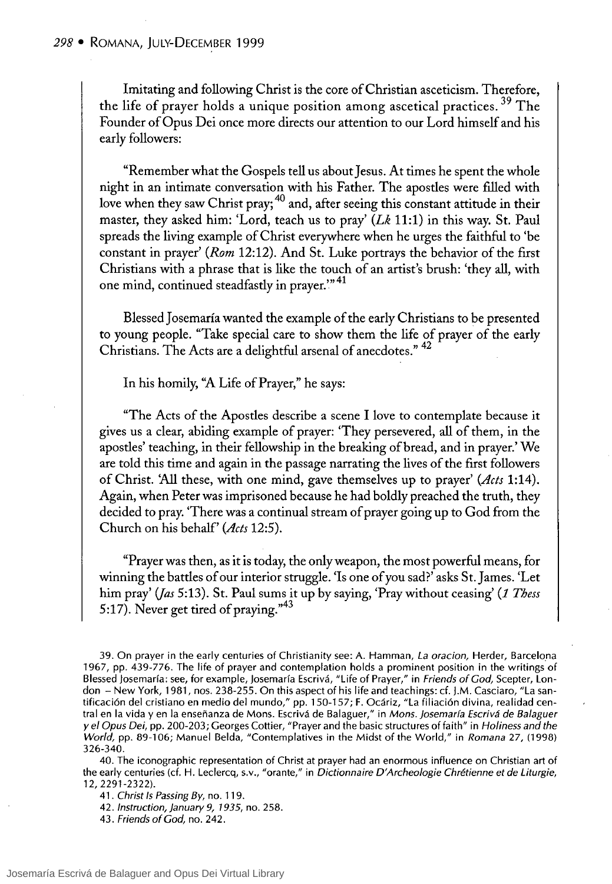Imitating and following Christ is the core of Christian asceticism. Therefore, the life of prayer holds a unique position among ascetical practices.[39] The Founder of Opus Dei once more directs our attention to our Lord himself and his early followers:

"Remember what the Gospels tell us about Jesus. At times he spent the whole night in an intimate conversation with his Father. The apostles were filled with love when they saw Christ pray;[40] and, after seeing this constant attitude in their master, they asked him: 'Lord, teach us to pray' (*Lk* 11:1) in this way. St. Paul spreads the living example of Christ everywhere when he urges the faithful to 'be constant in prayer' (*Rom* 12:12). And St. Luke portrays the behavior of the first Christians with a phrase that is like the touch of an artist's brush: 'they all, with one mind, continued steadfastly in prayer.'"[41]

Blessed Josemaría wanted the example of the early Christians to be presented to young people. "Take special care to show them the life of prayer of the early Christians. The Acts are a delightful arsenal of anecdotes."[42]

In his homily, "A Life of Prayer," he says:

"The Acts of the Apostles describe a scene I love to contemplate because it gives us a clear, abiding example of prayer: 'They persevered, all of them, in the apostles' teaching, in their fellowship in the breaking of bread, and in prayer.' We are told this time and again in the passage narrating the lives of the first followers of Christ. 'All these, with one mind, gave themselves up to prayer' (*Acts* 1:14). Again, when Peter was imprisoned because he had boldly preached the truth, they decided to pray. 'There was a continual stream of prayer going up to God from the Church on his behalf' (*Acts* 12:5).

"Prayer was then, as it is today, the only weapon, the most powerful means, for winning the battles of our interior struggle. 'Is one of you sad?' asks St. James. 'Let him pray' (*Jas* 5:13). St. Paul sums it up by saying, 'Pray without ceasing' (*1 Thess* 5:17). Never get tired of praying."[43]

39. On prayer in the early centuries of Christianity see: A. Hamman, *La oracion*, Herder, Barcelona 1967, pp. 439-776. The life of prayer and contemplation holds a prominent position in the writings of Blessed Josemaría: see, for example, Josemaría Escrivá, "Life of Prayer," in *Friends of God*, Scepter, London – New York, 1981, nos. 238-255. On this aspect of his life and teachings: cf. J.M. Casciaro, "La santificación del cristiano en medio del mundo," pp. 150-157; F. Ocáriz, "La filiación divina, realidad central en la vida y en la enseñanza de Mons. Escrivá de Balaguer," in *Mons. Josemaría Escrivá de Balaguer y el Opus Dei*, pp. 200-203; Georges Cottier, "Prayer and the basic structures of faith" in *Holiness and the World*, pp. 89-106; Manuel Belda, "Contemplatives in the Midst of the World," in *Romana* 27, (1998) 326-340.

40. The iconographic representation of Christ at prayer had an enormous influence on Christian art of the early centuries (cf. H. Leclercq, s.v., "orante," in *Dictionnaire D'Archeologie Chrétienne et de Liturgie*, 12, 2291-2322).

41. *Christ Is Passing By*, no. 119.

42. *Instruction, January 9, 1935*, no. 258.

43. *Friends of God*, no. 242.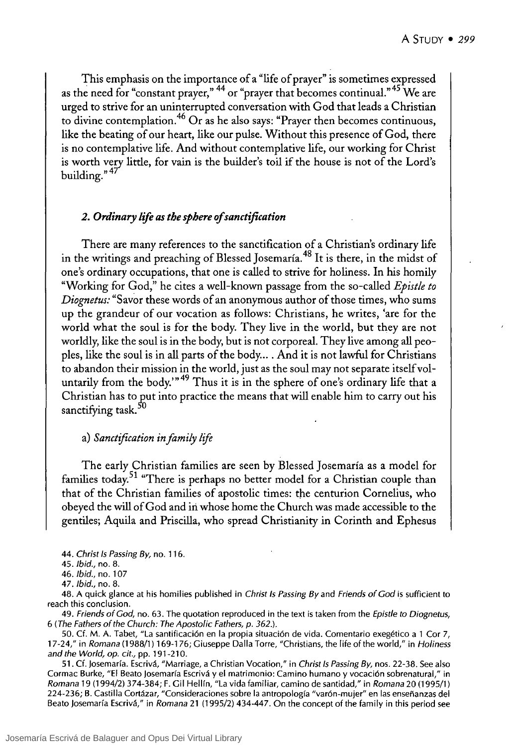This emphasis on the importance of a "life of prayer" is sometimes expressed as the need for "constant prayer," [44] or "prayer that becomes continual." [45] We are urged to strive for an uninterrupted conversation with God that leads a Christian to divine contemplation. [46] Or as he also says: "Prayer then becomes continuous, like the beating of our heart, like our pulse. Without this presence of God, there is no contemplative life. And without contemplative life, our working for Christ is worth very little, for vain is the builder's toil if the house is not of the Lord's building." [47]

### *2. Ordinary life as the sphere of sanctification*

There are many references to the sanctification of a Christian's ordinary life in the writings and preaching of Blessed Josemaría. [48] It is there, in the midst of one's ordinary occupations, that one is called to strive for holiness. In his homily "Working for God," he cites a well-known passage from the so-called *Epistle to Diognetus:* "Savor these words of an anonymous author of those times, who sums up the grandeur of our vocation as follows: Christians, he writes, 'are for the world what the soul is for the body. They live in the world, but they are not worldly, like the soul is in the body, but is not corporeal. They live among all peoples, like the soul is in all parts of the body... . And it is not lawful for Christians to abandon their mission in the world, just as the soul may not separate itself voluntarily from the body.'" [49] Thus it is in the sphere of one's ordinary life that a Christian has to put into practice the means that will enable him to carry out his sanctifying task. [50]

a) *Sanctification in family life*

The early Christian families are seen by Blessed Josemaría as a model for families today. [51] "There is perhaps no better model for a Christian couple than that of the Christian families of apostolic times: the centurion Cornelius, who obeyed the will of God and in whose home the Church was made accessible to the gentiles; Aquila and Priscilla, who spread Christianity in Corinth and Ephesus

44. *Christ Is Passing By,* no. 116.

45. *Ibid.,* no. 8.

46. *Ibid.,* no. 107

47. *Ibid.,* no. 8.

48. A quick glance at his homilies published in *Christ Is Passing By* and *Friends of God* is sufficient to reach this conclusion.

49. *Friends of God,* no. 63. The quotation reproduced in the text is taken from the *Epistle to Diognetus,* 6 (*The Fathers of the Church: The Apostolic Fathers, p. 362.*).

50. Cf. M. A. Tabet, "La santificación en la propia situación de vida. Comentario exegético a 1 Cor 7, 17-24," in *Romana* (1988/1) 169-176; Giuseppe Dalla Torre, "Christians, the life of the world," in *Holiness and the World, op. cit.,* pp. 191-210.

51. Cf. Josemaría. Escrivá, "Marriage, a Christian Vocation," in *Christ Is Passing By,* nos. 22-38. See also Cormac Burke, "El Beato Josemaría Escrivá y el matrimonio: Camino humano y vocación sobrenatural," in *Romana* 19 (1994/2) 374-384; F. Gil Hellín, "La vida familiar, camino de santidad," in *Romana* 20 (1995/1) 224-236; B. Castilla Cortázar, "Consideraciones sobre la antropología "varón-mujer" en las enseñanzas del Beato Josemaría Escrivá," in *Romana* 21 (1995/2) 434-447. On the concept of the family in this period see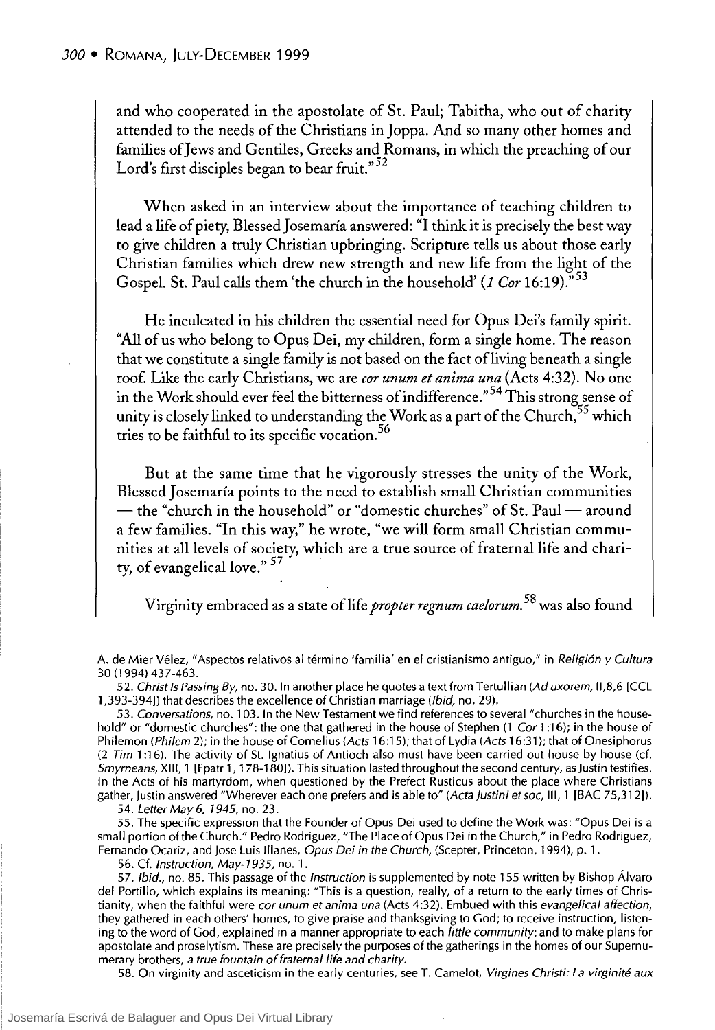and who cooperated in the apostolate of St. Paul; Tabitha, who out of charity attended to the needs of the Christians in Joppa. And so many other homes and families of Jews and Gentiles, Greeks and Romans, in which the preaching of our Lord's first disciples began to bear fruit."[52]

When asked in an interview about the importance of teaching children to lead a life of piety, Blessed Josemaría answered: "I think it is precisely the best way to give children a truly Christian upbringing. Scripture tells us about those early Christian families which drew new strength and new life from the light of the Gospel. St. Paul calls them 'the church in the household' (*1 Cor* 16:19)."[53]

He inculcated in his children the essential need for Opus Dei's family spirit. "All of us who belong to Opus Dei, my children, form a single home. The reason that we constitute a single family is not based on the fact of living beneath a single roof. Like the early Christians, we are *cor unum et anima una* (Acts 4:32). No one in the Work should ever feel the bitterness of indifference."[54] This strong sense of unity is closely linked to understanding the Work as a part of the Church,[55] which tries to be faithful to its specific vocation.[56]

But at the same time that he vigorously stresses the unity of the Work, Blessed Josemaría points to the need to establish small Christian communities — the "church in the household" or "domestic churches" of St. Paul — around a few families. "In this way," he wrote, "we will form small Christian communities at all levels of society, which are a true source of fraternal life and charity, of evangelical love." [57]

Virginity embraced as a state of life *propter regnum caelorum.*[58] was also found

A. de Mier Vélez, "Aspectos relativos al término 'familia' en el cristianismo antiguo," in *Religión y Cultura* 30 (1994) 437-463.

52. *Christ Is Passing By*, no. 30. In another place he quotes a text from Tertullian (*Ad uxorem*, II,8,6 [CCL 1,393-394]) that describes the excellence of Christian marriage (*Ibid*, no. 29).

53. *Conversations*, no. 103. In the New Testament we find references to several "churches in the household" or "domestic churches": the one that gathered in the house of Stephen (1 *Cor* 1:16); in the house of Philemon (*Philem* 2); in the house of Cornelius (*Acts* 16:15); that of Lydia (*Acts* 16:31); that of Onesiphorus (2 *Tim* 1:16). The activity of St. Ignatius of Antioch also must have been carried out house by house (cf. *Smyrneans*, XIII, 1 [Fpatr 1, 178-180]). This situation lasted throughout the second century, as Justin testifies. In the Acts of his martyrdom, when questioned by the Prefect Rusticus about the place where Christians gather, Justin answered "Wherever each one prefers and is able to" (*Acta Justini et soc*, III, 1 [BAC 75,312]).

54. *Letter May 6, 1945*, no. 23.

55. The specific expression that the Founder of Opus Dei used to define the Work was: "Opus Dei is a small portion of the Church." Pedro Rodriguez, "The Place of Opus Dei in the Church," in Pedro Rodriguez, Fernando Ocariz, and Jose Luis Illanes, *Opus Dei in the Church*, (Scepter, Princeton, 1994), p. 1.

56. Cf. *Instruction, May-1935*, no. 1.

57. *Ibid.*, no. 85. This passage of the *Instruction* is supplemented by note 155 written by Bishop Álvaro del Portillo, which explains its meaning: "This is a question, really, of a return to the early times of Christianity, when the faithful were *cor unum et anima una* (Acts 4:32). Embued with this *evangelical affection*, they gathered in each others' homes, to give praise and thanksgiving to God; to receive instruction, listening to the word of God, explained in a manner appropriate to each *little community*; and to make plans for apostolate and proselytism. These are precisely the purposes of the gatherings in the homes of our Supernumerary brothers, *a true fountain of fraternal life and charity*.

58. On virginity and asceticism in the early centuries, see T. Camelot, *Virgines Christi: La virginité aux*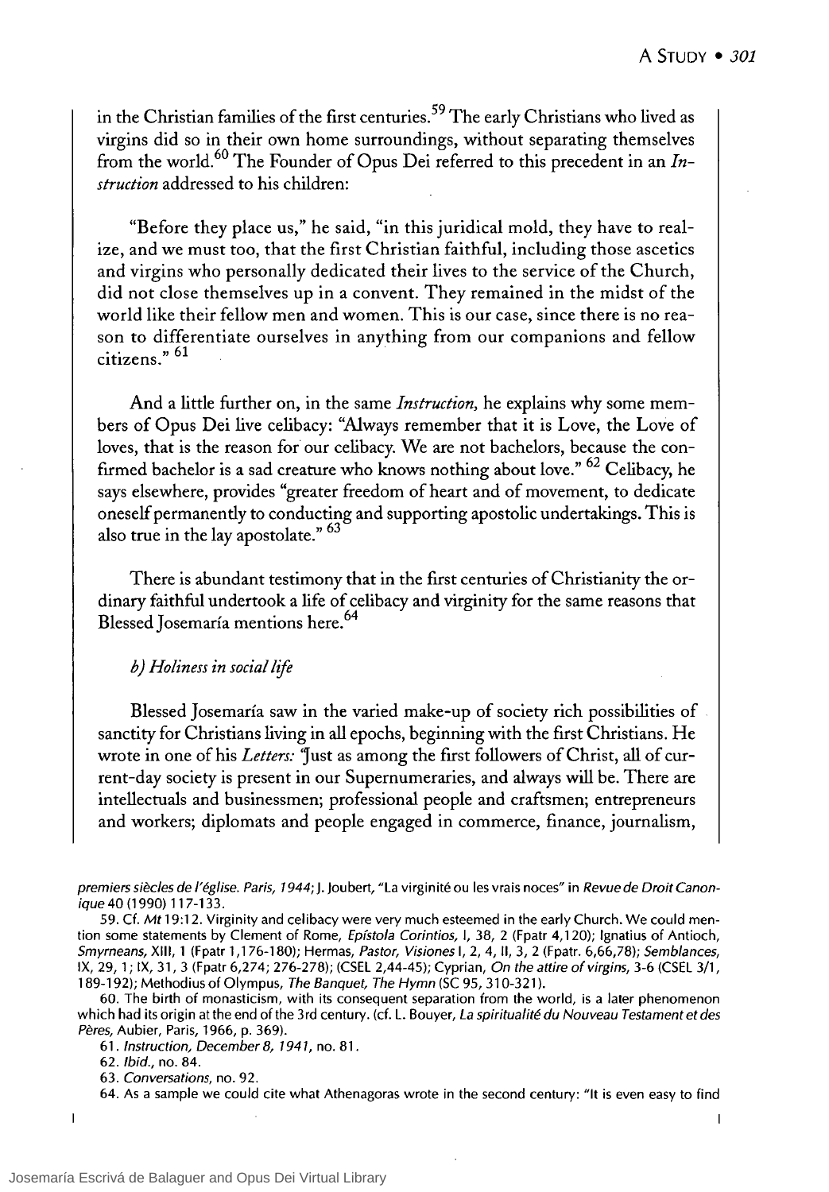in the Christian families of the first centuries.[59] The early Christians who lived as virgins did so in their own home surroundings, without separating themselves from the world.[60] The Founder of Opus Dei referred to this precedent in an *Instruction* addressed to his children:

"Before they place us," he said, "in this juridical mold, they have to realize, and we must too, that the first Christian faithful, including those ascetics and virgins who personally dedicated their lives to the service of the Church, did not close themselves up in a convent. They remained in the midst of the world like their fellow men and women. This is our case, since there is no reason to differentiate ourselves in anything from our companions and fellow citizens." [61]

And a little further on, in the same *Instruction*, he explains why some members of Opus Dei live celibacy: "Always remember that it is Love, the Love of loves, that is the reason for our celibacy. We are not bachelors, because the confirmed bachelor is a sad creature who knows nothing about love." [62] Celibacy, he says elsewhere, provides "greater freedom of heart and of movement, to dedicate oneself permanently to conducting and supporting apostolic undertakings. This is also true in the lay apostolate." [63]

There is abundant testimony that in the first centuries of Christianity the ordinary faithful undertook a life of celibacy and virginity for the same reasons that Blessed Josemaría mentions here.[64]

*b) Holiness in social life*

Blessed Josemaría saw in the varied make-up of society rich possibilities of sanctity for Christians living in all epochs, beginning with the first Christians. He wrote in one of his *Letters:* "Just as among the first followers of Christ, all of current-day society is present in our Supernumeraries, and always will be. There are intellectuals and businessmen; professional people and craftsmen; entrepreneurs and workers; diplomats and people engaged in commerce, finance, journalism,

---

*premiers siècles de l'église. Paris, 1944*; J. Joubert, "La virginité ou les vrais noces" in *Revue de Droit Canonique* 40 (1990) 117-133.

59. Cf. *Mt* 19:12. Virginity and celibacy were very much esteemed in the early Church. We could mention some statements by Clement of Rome, *Epístola Corintios*, I, 38, 2 (Fpatr 4,120); Ignatius of Antioch, *Smyrneans*, XIII, 1 (Fpatr 1,176-180); Hermas, *Pastor, Visiones* I, 2, 4, II, 3, 2 (Fpatr. 6,66,78); *Semblances*, IX, 29, 1; IX, 31, 3 (Fpatr 6,274; 276-278); (CSEL 2,44-45); Cyprian, *On the attire of virgins*, 3-6 (CSEL 3/1, 189-192); Methodius of Olympus, *The Banquet, The Hymn* (SC 95, 310-321).

60. The birth of monasticism, with its consequent separation from the world, is a later phenomenon which had its origin at the end of the 3rd century. (cf. L. Bouyer, *La spiritualité du Nouveau Testament et des Pères*, Aubier, Paris, 1966, p. 369).

61. *Instruction, December 8, 1941*, no. 81.

62. *Ibid.*, no. 84.

63. *Conversations*, no. 92.

64. As a sample we could cite what Athenagoras wrote in the second century: "It is even easy to find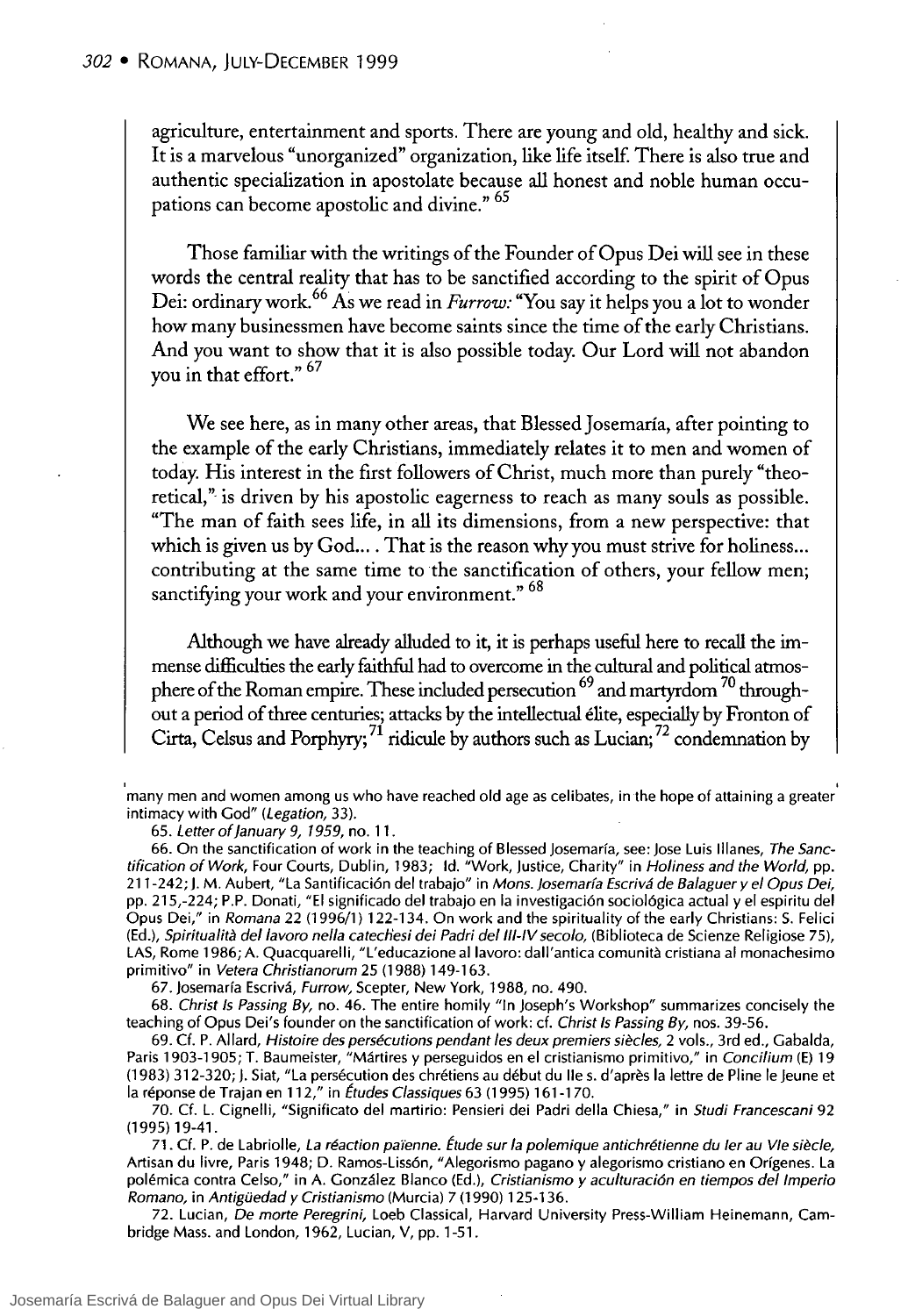agriculture, entertainment and sports. There are young and old, healthy and sick. It is a marvelous "unorganized" organization, like life itself. There is also true and authentic specialization in apostolate because all honest and noble human occupations can become apostolic and divine." [65]

Those familiar with the writings of the Founder of Opus Dei will see in these words the central reality that has to be sanctified according to the spirit of Opus Dei: ordinary work.[66] As we read in *Furrow:* "You say it helps you a lot to wonder how many businessmen have become saints since the time of the early Christians. And you want to show that it is also possible today. Our Lord will not abandon you in that effort." [67]

We see here, as in many other areas, that Blessed Josemaría, after pointing to the example of the early Christians, immediately relates it to men and women of today. His interest in the first followers of Christ, much more than purely "theoretical," is driven by his apostolic eagerness to reach as many souls as possible. "The man of faith sees life, in all its dimensions, from a new perspective: that which is given us by God... . That is the reason why you must strive for holiness... contributing at the same time to the sanctification of others, your fellow men; sanctifying your work and your environment." [68]

Although we have already alluded to it, it is perhaps useful here to recall the immense difficulties the early faithful had to overcome in the cultural and political atmosphere of the Roman empire. These included persecution [69] and martyrdom [70] throughout a period of three centuries; attacks by the intellectual élite, especially by Fronton of Cirta, Celsus and Porphyry;[71] ridicule by authors such as Lucian;[72] condemnation by

many men and women among us who have reached old age as celibates, in the hope of attaining a greater intimacy with God" (*Legation,* 33).

65. *Letter of January 9, 1959,* no. 11.

66. On the sanctification of work in the teaching of Blessed Josemaría, see: Jose Luis Illanes, *The Sanctification of Work,* Four Courts, Dublin, 1983; Id. "Work, Justice, Charity" in *Holiness and the World,* pp. 211-242; J. M. Aubert, "La Santificación del trabajo" in *Mons. Josemaría Escrivá de Balaguer y el Opus Dei,* pp. 215,-224; P.P. Donati, "El significado del trabajo en la investigación sociológica actual y el espiritu del Opus Dei," in *Romana* 22 (1996/1) 122-134. On work and the spirituality of the early Christians: S. Felici (Ed.), *Spiritualità del lavoro nella catechesi dei Padri del III-IV secolo,* (Biblioteca de Scienze Religiose 75), LAS, Rome 1986; A. Quacquarelli, "L'educazione al lavoro: dall'antica comunità cristiana al monachesimo primitivo" in *Vetera Christianorum* 25 (1988) 149-163.

67. Josemaría Escrivá, *Furrow,* Scepter, New York, 1988, no. 490.

68. *Christ Is Passing By,* no. 46. The entire homily "In Joseph's Workshop" summarizes concisely the teaching of Opus Dei's founder on the sanctification of work: cf. *Christ Is Passing By,* nos. 39-56.

69. Cf. P. Allard, *Histoire des persécutions pendant les deux premiers siècles,* 2 vols., 3rd ed., Gabalda, Paris 1903-1905; T. Baumeister, "Mártires y perseguidos en el cristianismo primitivo," in *Concilium* (E) 19 (1983) 312-320; J. Siat, "La persécution des chrétiens au début du IIe s. d'après la lettre de Pline le Jeune et la réponse de Trajan en 112," in *Études Classiques* 63 (1995) 161-170.

70. Cf. L. Cignelli, "Significato del martirio: Pensieri dei Padri della Chiesa," in *Studi Francescani* 92 (1995) 19-41.

71. Cf. P. de Labriolle, *La réaction païenne. Étude sur la polemique antichrétienne du Ier au VIe siècle,* Artisan du livre, Paris 1948; D. Ramos-Lissón, "Alegorismo pagano y alegorismo cristiano en Orígenes. La polémica contra Celso," in A. González Blanco (Ed.), *Cristianismo y aculturación en tiempos del Imperio Romano,* in *Antigüedad y Cristianismo* (Murcia) 7 (1990) 125-136.

72. Lucian, *De morte Peregrini,* Loeb Classical, Harvard University Press-William Heinemann, Cambridge Mass. and London, 1962, Lucian, V, pp. 1-51.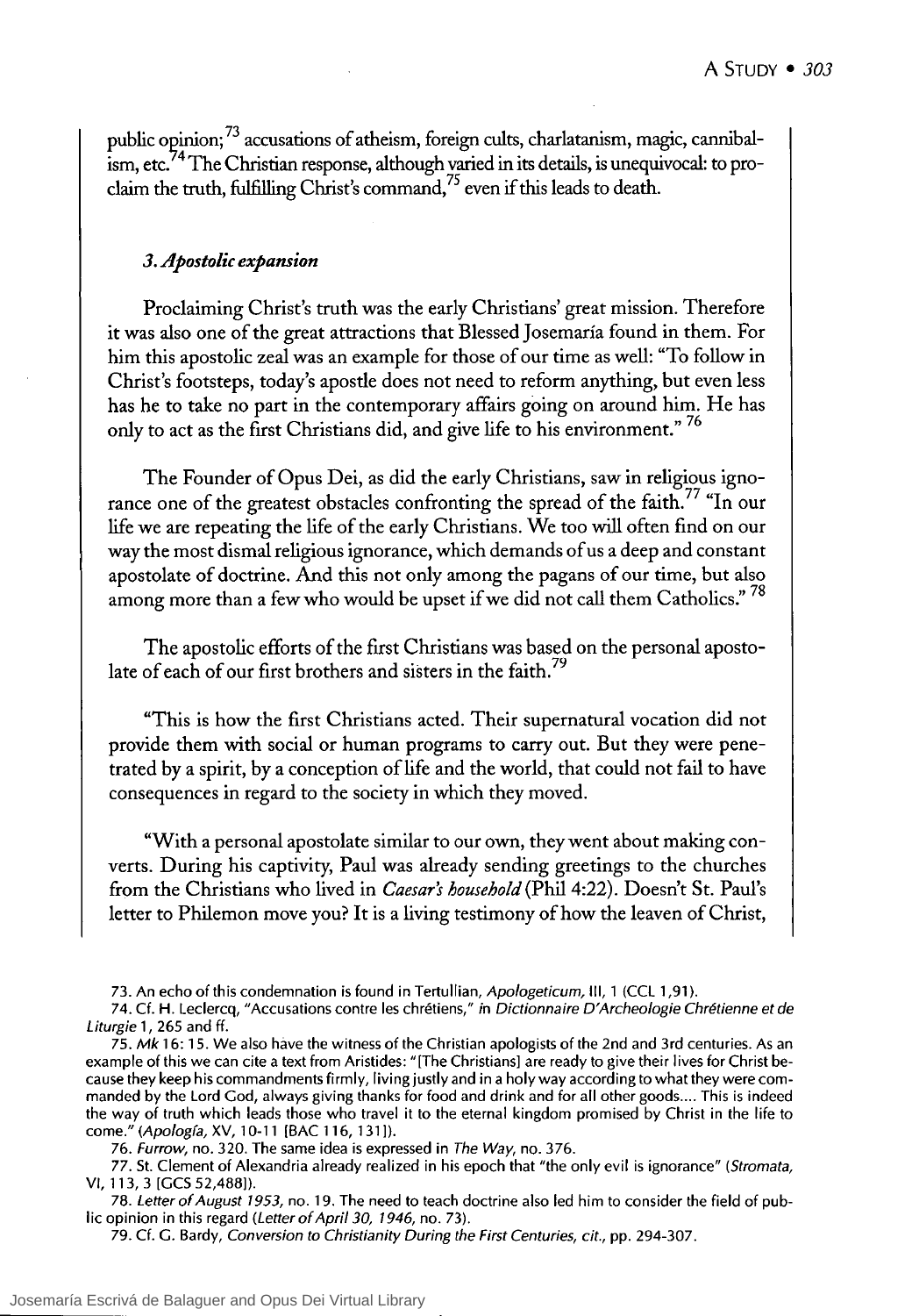public opinion;[73] accusations of atheism, foreign cults, charlatanism, magic, cannibalism, etc.[74] The Christian response, although varied in its details, is unequivocal: to proclaim the truth, fulfilling Christ's command,[75] even if this leads to death.

### 3. *Apostolic expansion*

Proclaiming Christ's truth was the early Christians' great mission. Therefore it was also one of the great attractions that Blessed Josemaría found in them. For him this apostolic zeal was an example for those of our time as well: "To follow in Christ's footsteps, today's apostle does not need to reform anything, but even less has he to take no part in the contemporary affairs going on around him. He has only to act as the first Christians did, and give life to his environment." [76]

The Founder of Opus Dei, as did the early Christians, saw in religious ignorance one of the greatest obstacles confronting the spread of the faith.[77] "In our life we are repeating the life of the early Christians. We too will often find on our way the most dismal religious ignorance, which demands of us a deep and constant apostolate of doctrine. And this not only among the pagans of our time, but also among more than a few who would be upset if we did not call them Catholics." [78]

The apostolic efforts of the first Christians was based on the personal apostolate of each of our first brothers and sisters in the faith.[79]

"This is how the first Christians acted. Their supernatural vocation did not provide them with social or human programs to carry out. But they were penetrated by a spirit, by a conception of life and the world, that could not fail to have consequences in regard to the society in which they moved.

"With a personal apostolate similar to our own, they went about making converts. During his captivity, Paul was already sending greetings to the churches from the Christians who lived in *Caesar's household* (Phil 4:22). Doesn't St. Paul's letter to Philemon move you? It is a living testimony of how the leaven of Christ,

---

73. An echo of this condemnation is found in Tertullian, *Apologeticum*, III, 1 (CCL 1,91).

74. Cf. H. Leclercq, "Accusations contre les chrétiens," in *Dictionnaire D'Archeologie Chrétienne et de Liturgie* 1, 265 and ff.

75. *Mk* 16: 15. We also have the witness of the Christian apologists of the 2nd and 3rd centuries. As an example of this we can cite a text from Aristides: "[The Christians] are ready to give their lives for Christ because they keep his commandments firmly, living justly and in a holy way according to what they were commanded by the Lord God, always giving thanks for food and drink and for all other goods.... This is indeed the way of truth which leads those who travel it to the eternal kingdom promised by Christ in the life to come." (*Apología*, XV, 10-11 [BAC 116, 131]).

76. *Furrow*, no. 320. The same idea is expressed in *The Way*, no. 376.

77. St. Clement of Alexandria already realized in his epoch that "the only evil is ignorance" (*Stromata*, VI, 113, 3 [GCS 52,488]).

78. *Letter of August 1953*, no. 19. The need to teach doctrine also led him to consider the field of public opinion in this regard (*Letter of April 30, 1946*, no. 73).

79. Cf. G. Bardy, *Conversion to Christianity During the First Centuries*, *cit.*, pp. 294-307.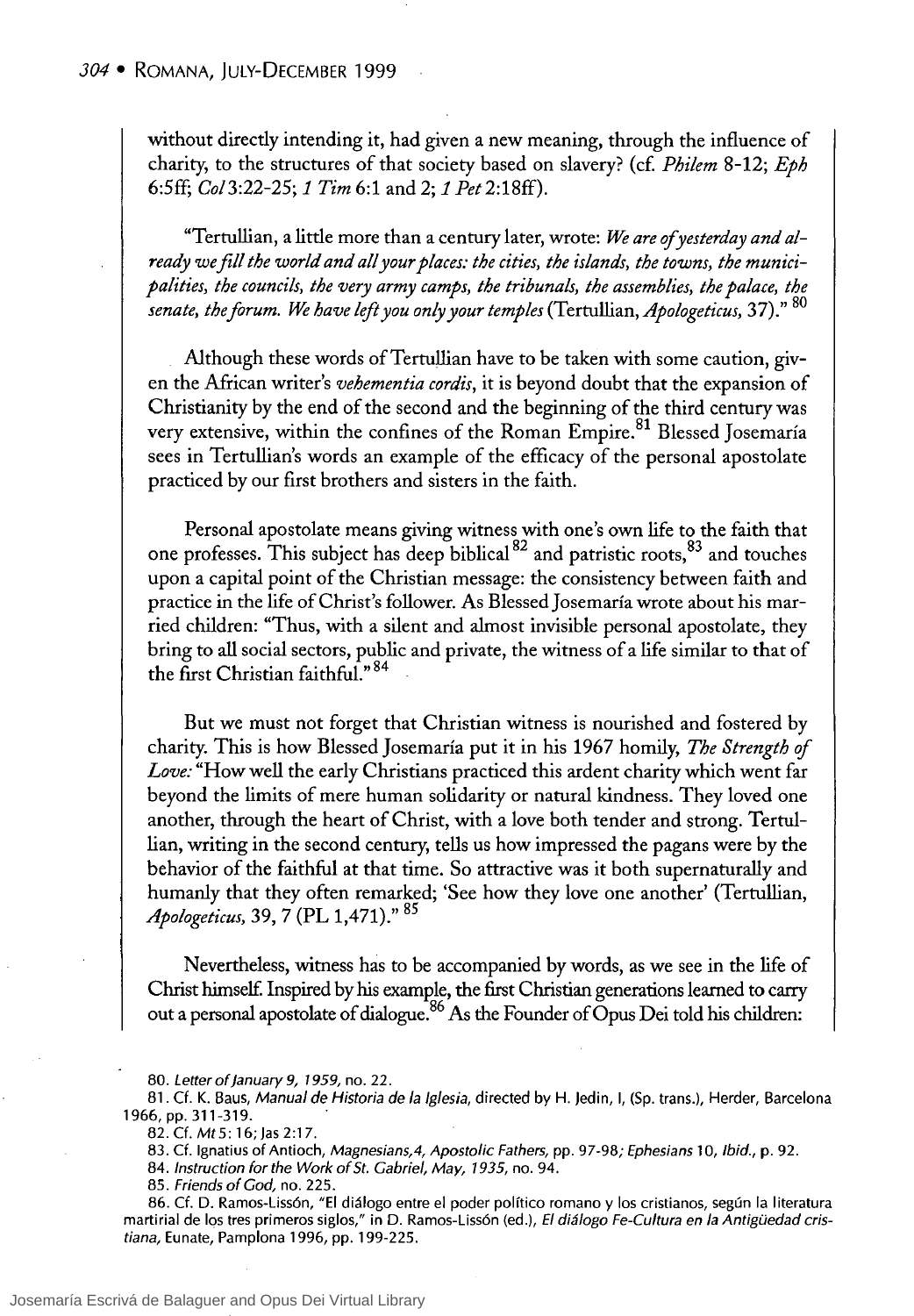without directly intending it, had given a new meaning, through the influence of charity, to the structures of that society based on slavery? (cf. *Philem* 8-12; *Eph* 6:5ff; *Col* 3:22-25; *1 Tim* 6:1 and 2; *1 Pet* 2:18ff).

"Tertullian, a little more than a century later, wrote: *We are of yesterday and already we fill the world and all your places: the cities, the islands, the towns, the municipalities, the councils, the very army camps, the tribunals, the assemblies, the palace, the senate, the forum. We have left you only your temples* (Tertullian, *Apologeticus*, 37)." [80]

Although these words of Tertullian have to be taken with some caution, given the African writer's *vehementia cordis*, it is beyond doubt that the expansion of Christianity by the end of the second and the beginning of the third century was very extensive, within the confines of the Roman Empire.[81] Blessed Josemaría sees in Tertullian's words an example of the efficacy of the personal apostolate practiced by our first brothers and sisters in the faith.

Personal apostolate means giving witness with one's own life to the faith that one professes. This subject has deep biblical[82] and patristic roots,[83] and touches upon a capital point of the Christian message: the consistency between faith and practice in the life of Christ's follower. As Blessed Josemaría wrote about his married children: "Thus, with a silent and almost invisible personal apostolate, they bring to all social sectors, public and private, the witness of a life similar to that of the first Christian faithful." [84]

But we must not forget that Christian witness is nourished and fostered by charity. This is how Blessed Josemaría put it in his 1967 homily, *The Strength of Love:* "How well the early Christians practiced this ardent charity which went far beyond the limits of mere human solidarity or natural kindness. They loved one another, through the heart of Christ, with a love both tender and strong. Tertullian, writing in the second century, tells us how impressed the pagans were by the behavior of the faithful at that time. So attractive was it both supernaturally and humanly that they often remarked; 'See how they love one another' (Tertullian, *Apologeticus*, 39, 7 (PL 1,471)." [85]

Nevertheless, witness has to be accompanied by words, as we see in the life of Christ himself. Inspired by his example, the first Christian generations learned to carry out a personal apostolate of dialogue.[86] As the Founder of Opus Dei told his children:

80. *Letter of January 9, 1959,* no. 22.

81. Cf. K. Baus, *Manual de Historia de la Iglesia,* directed by H. Jedin, I, (Sp. trans.), Herder, Barcelona 1966, pp. 311-319.

82. Cf. *Mt* 5: 16; Jas 2:17.

83. Cf. Ignatius of Antioch, *Magnesians,4, Apostolic Fathers,* pp. 97-98; *Ephesians* 10, *Ibid.,* p. 92.

84. *Instruction for the Work of St. Gabriel, May, 1935,* no. 94.

85. *Friends of God,* no. 225.

86. Cf. D. Ramos-Lissón, "El diálogo entre el poder político romano y los cristianos, según la literatura martirial de los tres primeros siglos," in D. Ramos-Lissón (ed.), *El diálogo Fe-Cultura en la Antigüedad cristiana,* Eunate, Pamplona 1996, pp. 199-225.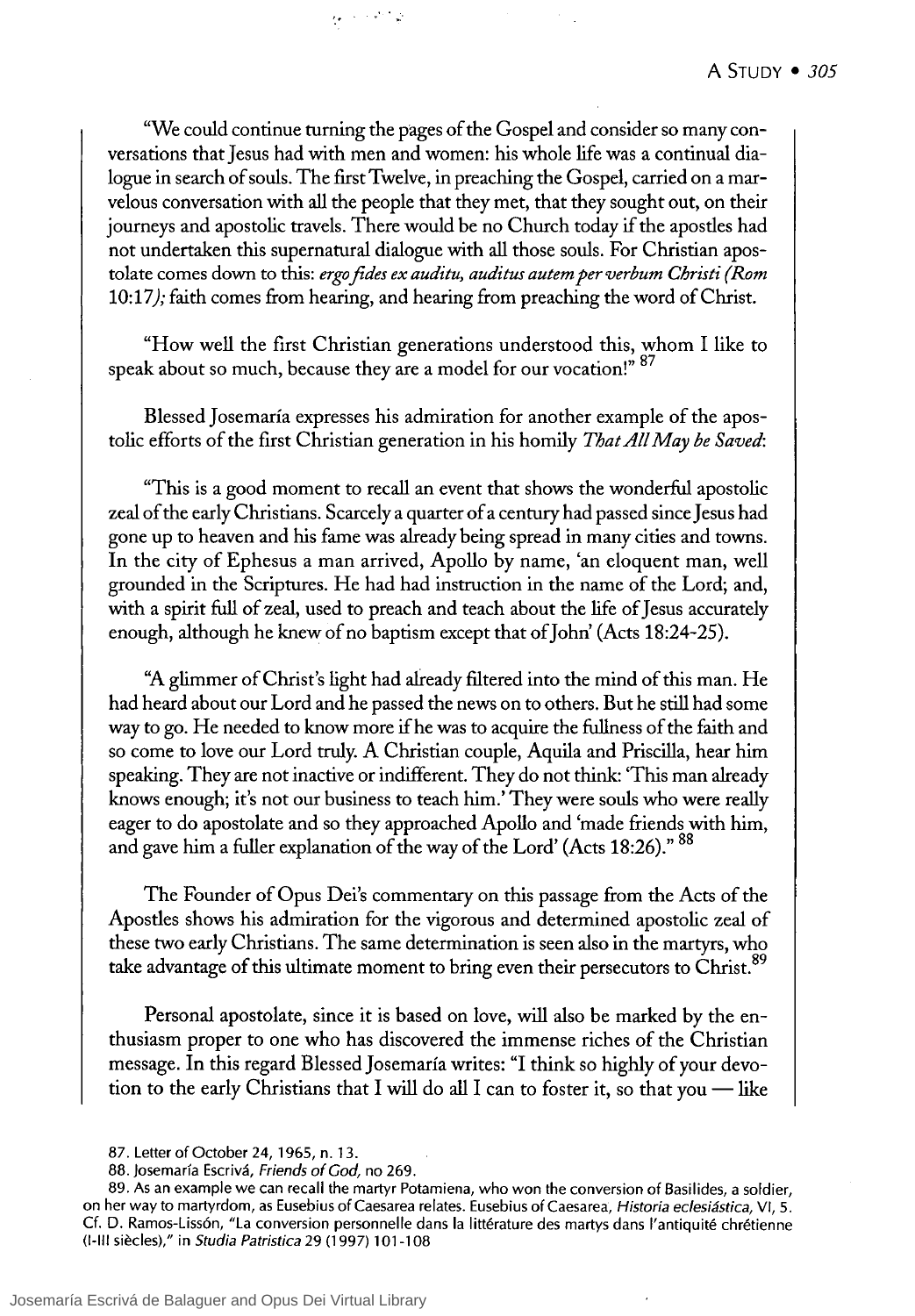"We could continue turning the pages of the Gospel and consider so many conversations that Jesus had with men and women: his whole life was a continual dialogue in search of souls. The first Twelve, in preaching the Gospel, carried on a marvelous conversation with all the people that they met, that they sought out, on their journeys and apostolic travels. There would be no Church today if the apostles had not undertaken this supernatural dialogue with all those souls. For Christian apostolate comes down to this: *ergo fides ex auditu, auditus autem per verbum Christi (Rom* 10:17*);* faith comes from hearing, and hearing from preaching the word of Christ.

"How well the first Christian generations understood this, whom I like to speak about so much, because they are a model for our vocation!" [87]

Blessed Josemaría expresses his admiration for another example of the apostolic efforts of the first Christian generation in his homily *That All May be Saved*:

"This is a good moment to recall an event that shows the wonderful apostolic zeal of the early Christians. Scarcely a quarter of a century had passed since Jesus had gone up to heaven and his fame was already being spread in many cities and towns. In the city of Ephesus a man arrived, Apollo by name, 'an eloquent man, well grounded in the Scriptures. He had had instruction in the name of the Lord; and, with a spirit full of zeal, used to preach and teach about the life of Jesus accurately enough, although he knew of no baptism except that of John' (Acts 18:24-25).

"A glimmer of Christ's light had already filtered into the mind of this man. He had heard about our Lord and he passed the news on to others. But he still had some way to go. He needed to know more if he was to acquire the fullness of the faith and so come to love our Lord truly. A Christian couple, Aquila and Priscilla, hear him speaking. They are not inactive or indifferent. They do not think: 'This man already knows enough; it's not our business to teach him.' They were souls who were really eager to do apostolate and so they approached Apollo and 'made friends with him, and gave him a fuller explanation of the way of the Lord' (Acts 18:26)." [88]

The Founder of Opus Dei's commentary on this passage from the Acts of the Apostles shows his admiration for the vigorous and determined apostolic zeal of these two early Christians. The same determination is seen also in the martyrs, who take advantage of this ultimate moment to bring even their persecutors to Christ.[89]

Personal apostolate, since it is based on love, will also be marked by the enthusiasm proper to one who has discovered the immense riches of the Christian message. In this regard Blessed Josemaría writes: "I think so highly of your devotion to the early Christians that I will do all I can to foster it, so that you — like

87. Letter of October 24, 1965, n. 13.

88. Josemaría Escrivá, *Friends of God,* no 269.

89. As an example we can recall the martyr Potamiena, who won the conversion of Basilides, a soldier, on her way to martyrdom, as Eusebius of Caesarea relates. Eusebius of Caesarea, *Historia eclesiástica,* VI, 5. Cf. D. Ramos-Lissón, "La conversion personnelle dans la littérature des martys dans l'antiquité chrétienne (I-III siècles)," in *Studia Patristica* 29 (1997) 101-108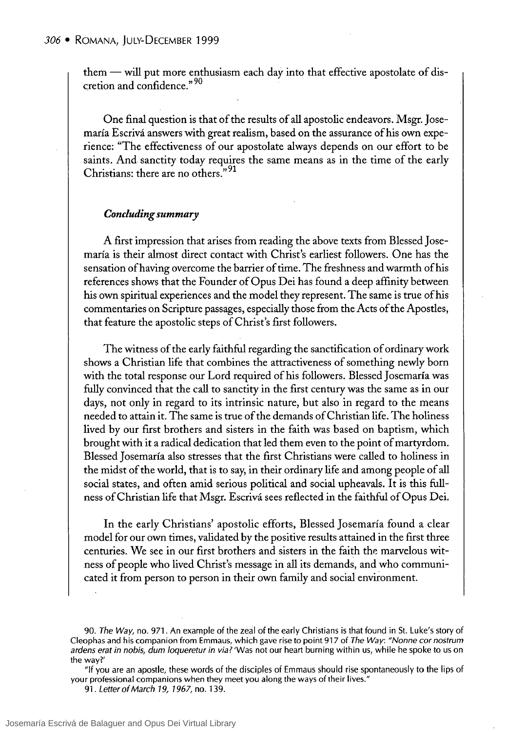them — will put more enthusiasm each day into that effective apostolate of discretion and confidence."[90]

One final question is that of the results of all apostolic endeavors. Msgr. Josemaría Escrivá answers with great realism, based on the assurance of his own experience: "The effectiveness of our apostolate always depends on our effort to be saints. And sanctity today requires the same means as in the time of the early Christians: there are no others."[91]

### *Concluding summary*

A first impression that arises from reading the above texts from Blessed Josemaría is their almost direct contact with Christ's earliest followers. One has the sensation of having overcome the barrier of time. The freshness and warmth of his references shows that the Founder of Opus Dei has found a deep affinity between his own spiritual experiences and the model they represent. The same is true of his commentaries on Scripture passages, especially those from the Acts of the Apostles, that feature the apostolic steps of Christ's first followers.

The witness of the early faithful regarding the sanctification of ordinary work shows a Christian life that combines the attractiveness of something newly born with the total response our Lord required of his followers. Blessed Josemaría was fully convinced that the call to sanctity in the first century was the same as in our days, not only in regard to its intrinsic nature, but also in regard to the means needed to attain it. The same is true of the demands of Christian life. The holiness lived by our first brothers and sisters in the faith was based on baptism, which brought with it a radical dedication that led them even to the point of martyrdom. Blessed Josemaría also stresses that the first Christians were called to holiness in the midst of the world, that is to say, in their ordinary life and among people of all social states, and often amid serious political and social upheavals. It is this fullness of Christian life that Msgr. Escrivá sees reflected in the faithful of Opus Dei.

In the early Christians' apostolic efforts, Blessed Josemaría found a clear model for our own times, validated by the positive results attained in the first three centuries. We see in our first brothers and sisters in the faith the marvelous witness of people who lived Christ's message in all its demands, and who communicated it from person to person in their own family and social environment.

90. *The Way*, no. 971. An example of the zeal of the early Christians is that found in St. Luke's story of Cleophas and his companion from Emmaus, which gave rise to point 917 of *The Way*: *"Nonne cor nostrum ardens erat in nobis, dum loqueretur in via?* 'Was not our heart burning within us, while he spoke to us on the way?'

"If you are an apostle, these words of the disciples of Emmaus should rise spontaneously to the lips of your professional companions when they meet you along the ways of their lives."

91. *Letter of March 19, 1967*, no. 139.